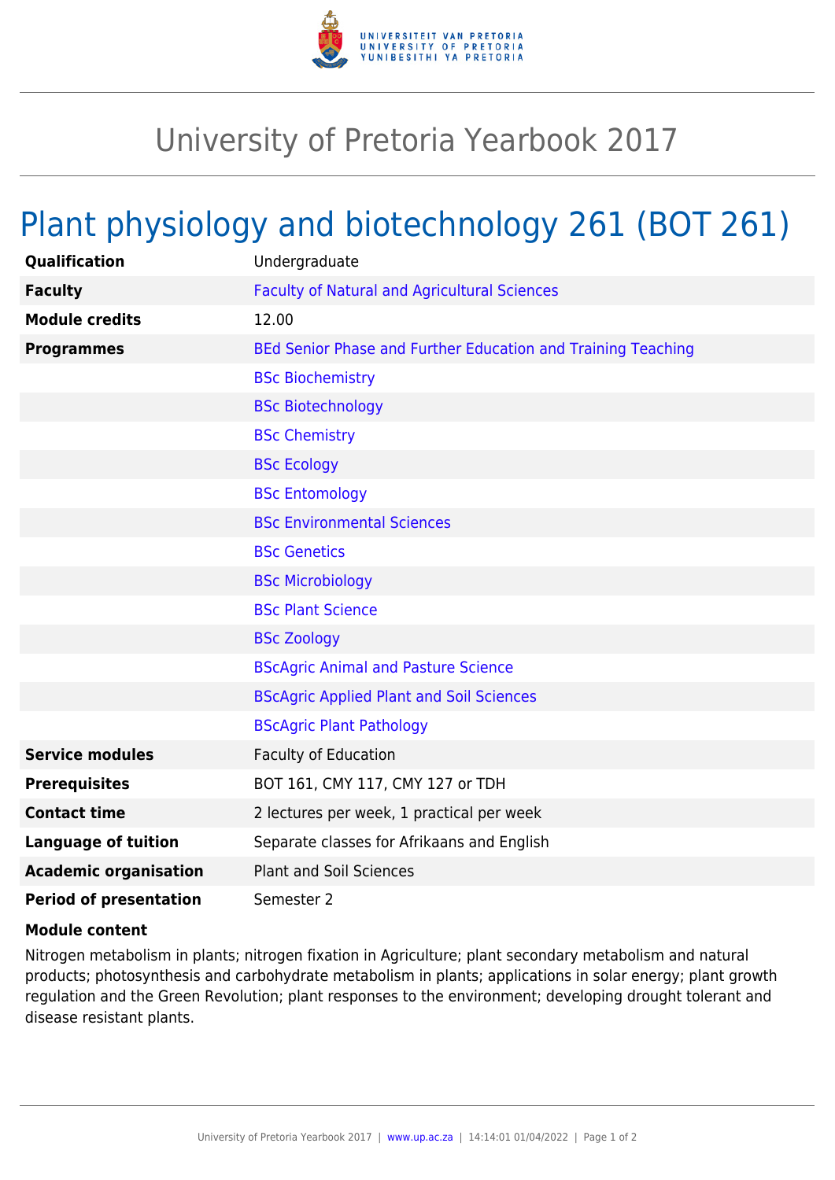# University of Pretoria Yearbook 2017

## Plant physiology and biotechnology 261 (BOT 261)

| | |
|---|---|
| **Qualification** | Undergraduate |
| **Faculty** | Faculty of Natural and Agricultural Sciences |
| **Module credits** | 12.00 |
| **Programmes** | BEd Senior Phase and Further Education and Training Teaching |
| | BSc Biochemistry |
| | BSc Biotechnology |
| | BSc Chemistry |
| | BSc Ecology |
| | BSc Entomology |
| | BSc Environmental Sciences |
| | BSc Genetics |
| | BSc Microbiology |
| | BSc Plant Science |
| | BSc Zoology |
| | BScAgric Animal and Pasture Science |
| | BScAgric Applied Plant and Soil Sciences |
| | BScAgric Plant Pathology |
| **Service modules** | Faculty of Education |
| **Prerequisites** | BOT 161, CMY 117, CMY 127 or TDH |
| **Contact time** | 2 lectures per week, 1 practical per week |
| **Language of tuition** | Separate classes for Afrikaans and English |
| **Academic organisation** | Plant and Soil Sciences |
| **Period of presentation** | Semester 2 |

**Module content**

Nitrogen metabolism in plants; nitrogen fixation in Agriculture; plant secondary metabolism and natural products; photosynthesis and carbohydrate metabolism in plants; applications in solar energy; plant growth regulation and the Green Revolution; plant responses to the environment; developing drought tolerant and disease resistant plants.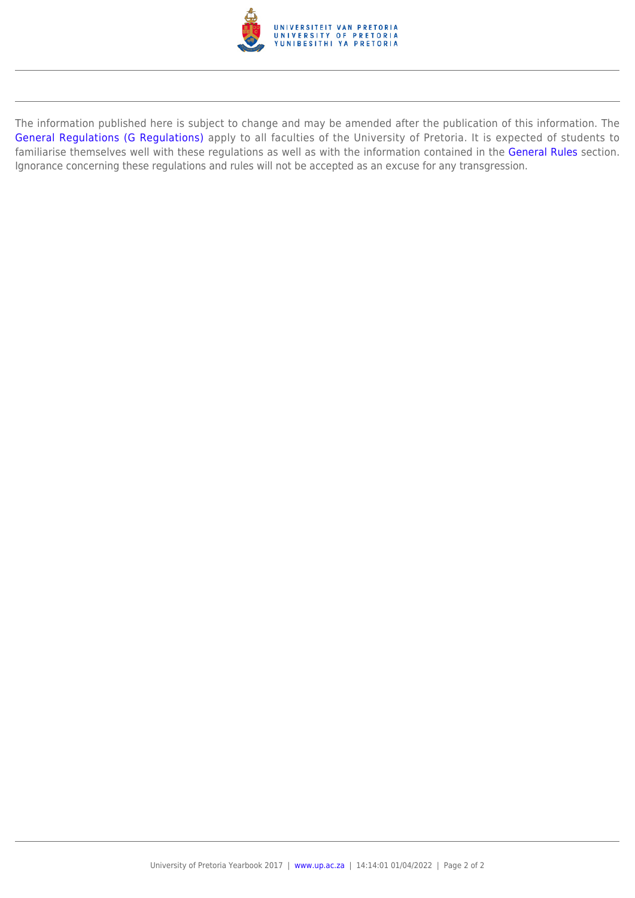The information published here is subject to change and may be amended after the publication of this information. The General Regulations (G Regulations) apply to all faculties of the University of Pretoria. It is expected of students to familiarise themselves well with these regulations as well as with the information contained in the General Rules section. Ignorance concerning these regulations and rules will not be accepted as an excuse for any transgression.